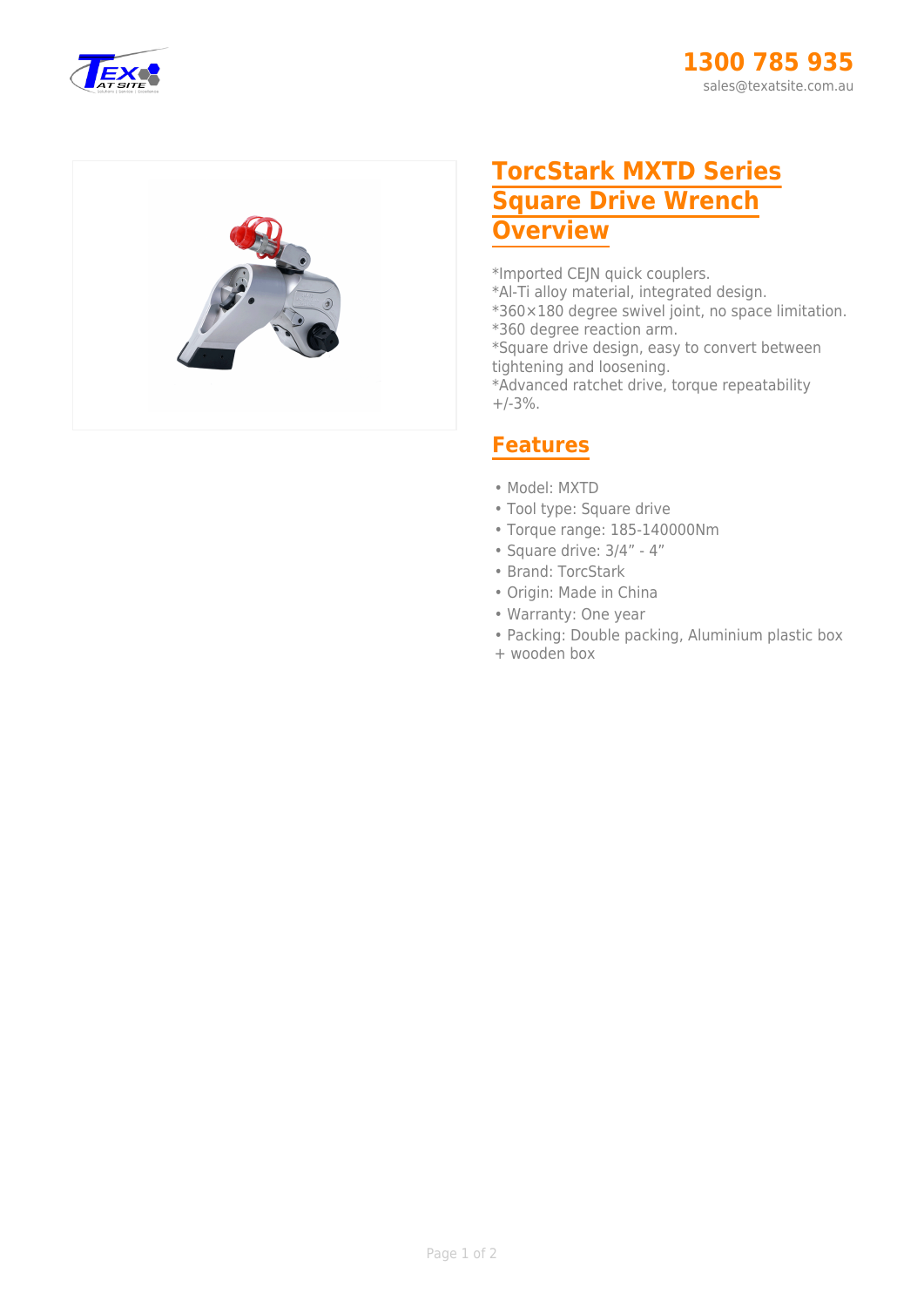1300 785 935
sales@texatsite.com.au

# TorcStark MXTD Series Square Drive Wrench Overview

*Imported CEJN quick couplers.
*Al-Ti alloy material, integrated design.
*360×180 degree swivel joint, no space limitation.
*360 degree reaction arm.
*Square drive design, easy to convert between tightening and loosening.
*Advanced ratchet drive, torque repeatability +/-3%.

## Features

- Model: MXTD
- Tool type: Square drive
- Torque range: 185-140000Nm
- Square drive: 3/4" - 4"
- Brand: TorcStark
- Origin: Made in China
- Warranty: One year
- Packing: Double packing, Aluminium plastic box + wooden box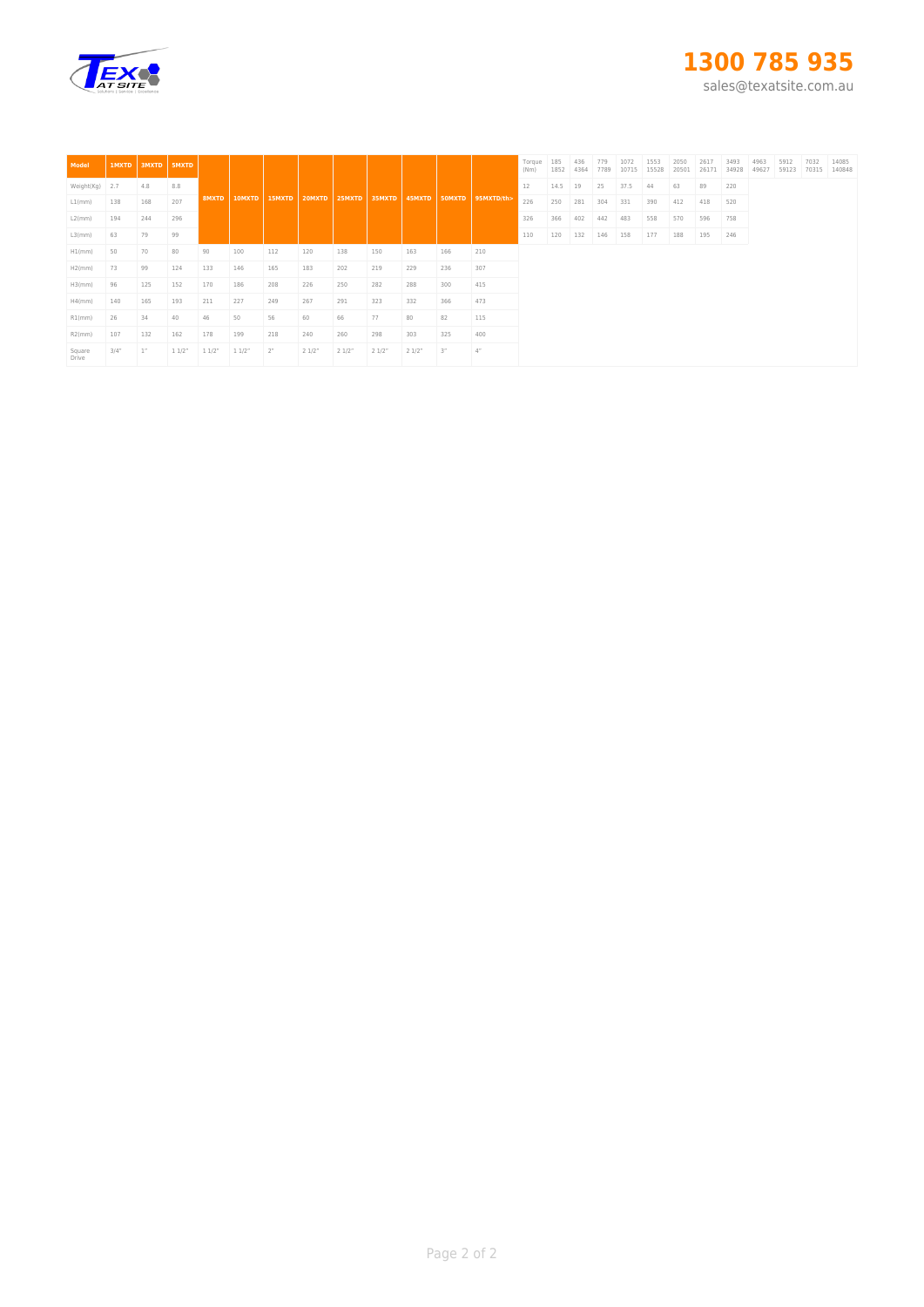| Model | 1MXTD | 3MXTD | 5MXTD | 8MXTD | 10MXTD | 15MXTD | 20MXTD | 25MXTD | 35MXTD | 45MXTD | 50MXTD | 95MXTD/th> |
|---|---|---|---|---|---|---|---|---|---|---|---|---|
| Torque (Nm) | 185 1852 | 436 4364 | 779 7789 | 1072 10715 | 1553 15528 | 2050 20501 | 2617 26171 | 3493 34928 | 4963 49627 | 5912 59123 | 7032 70315 | 14085 140848 |
| Weight(Kg) | 2.7 | 4.8 | 8.8 | 12 | 14.5 | 19 | 25 | 37.5 | 44 | 63 | 89 | 220 |
| L1(mm) | 138 | 168 | 207 | 226 | 250 | 281 | 304 | 331 | 390 | 412 | 418 | 520 |
| L2(mm) | 194 | 244 | 296 | 326 | 366 | 402 | 442 | 483 | 558 | 570 | 596 | 758 |
| L3(mm) | 63 | 79 | 99 | 110 | 120 | 132 | 146 | 158 | 177 | 188 | 195 | 246 |
| H1(mm) | 50 | 70 | 80 | 90 | 100 | 112 | 120 | 138 | 150 | 163 | 166 | 210 |
| H2(mm) | 73 | 99 | 124 | 133 | 146 | 165 | 183 | 202 | 219 | 229 | 236 | 307 |
| H3(mm) | 96 | 125 | 152 | 170 | 186 | 208 | 226 | 250 | 282 | 288 | 300 | 415 |
| H4(mm) | 140 | 165 | 193 | 211 | 227 | 249 | 267 | 291 | 323 | 332 | 366 | 473 |
| R1(mm) | 26 | 34 | 40 | 46 | 50 | 56 | 60 | 66 | 77 | 80 | 82 | 115 |
| R2(mm) | 107 | 132 | 162 | 178 | 199 | 218 | 240 | 260 | 298 | 303 | 325 | 400 |
| Square Drive | 3/4" | 1" | 1 1/2" | 1 1/2" | 1 1/2" | 2" | 2 1/2" | 2 1/2" | 2 1/2" | 2 1/2" | 3" | 4" |